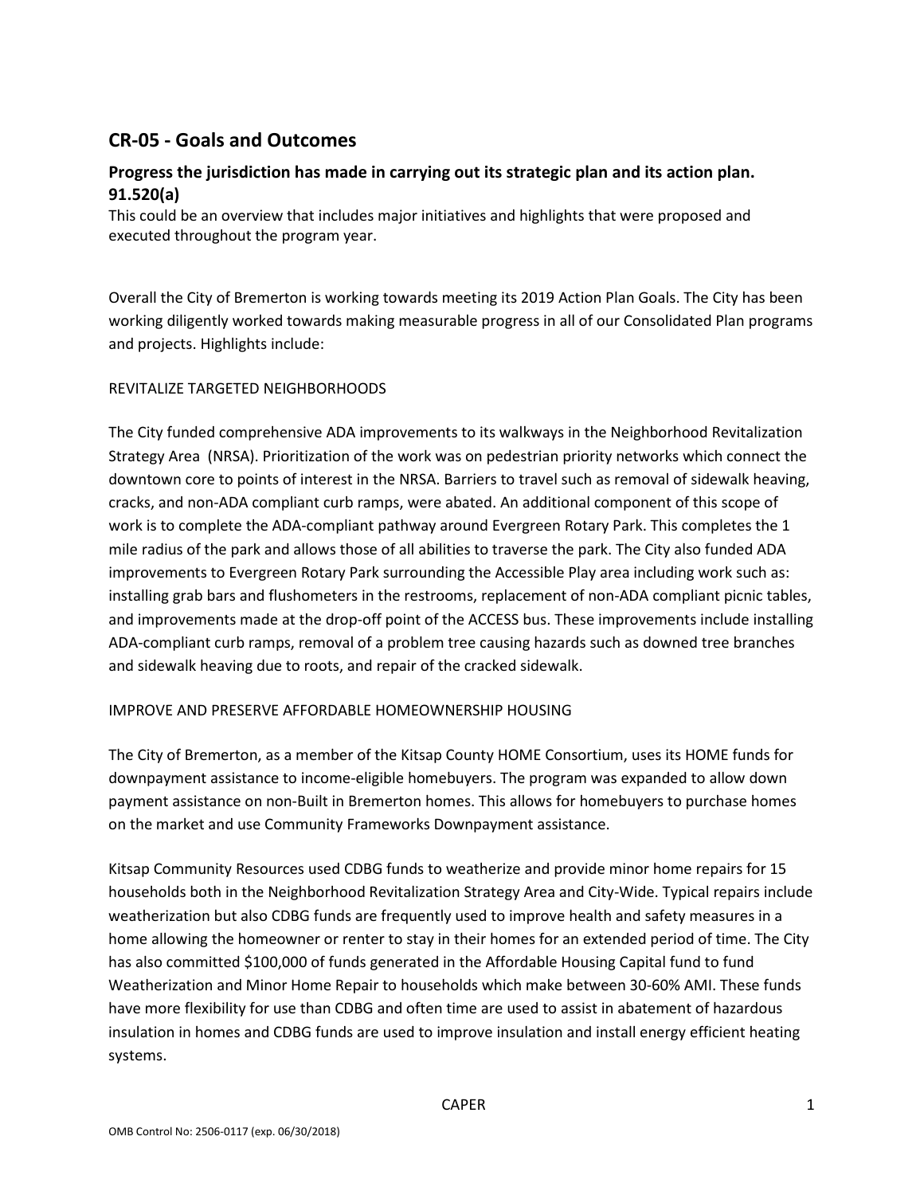# CR-05 - Goals and Outcomes

## Progress the jurisdiction has made in carrying out its strategic plan and its action plan. 91.520(a)

This could be an overview that includes major initiatives and highlights that were proposed and executed throughout the program year.

Overall the City of Bremerton is working towards meeting its 2019 Action Plan Goals. The City has been working diligently worked towards making measurable progress in all of our Consolidated Plan programs and projects. Highlights include:

REVITALIZE TARGETED NEIGHBORHOODS

The City funded comprehensive ADA improvements to its walkways in the Neighborhood Revitalization Strategy Area (NRSA). Prioritization of the work was on pedestrian priority networks which connect the downtown core to points of interest in the NRSA. Barriers to travel such as removal of sidewalk heaving, cracks, and non-ADA compliant curb ramps, were abated. An additional component of this scope of work is to complete the ADA-compliant pathway around Evergreen Rotary Park. This completes the 1 mile radius of the park and allows those of all abilities to traverse the park. The City also funded ADA improvements to Evergreen Rotary Park surrounding the Accessible Play area including work such as: installing grab bars and flushometers in the restrooms, replacement of non-ADA compliant picnic tables, and improvements made at the drop-off point of the ACCESS bus. These improvements include installing ADA-compliant curb ramps, removal of a problem tree causing hazards such as downed tree branches and sidewalk heaving due to roots, and repair of the cracked sidewalk.

IMPROVE AND PRESERVE AFFORDABLE HOMEOWNERSHIP HOUSING

The City of Bremerton, as a member of the Kitsap County HOME Consortium, uses its HOME funds for downpayment assistance to income-eligible homebuyers. The program was expanded to allow down payment assistance on non-Built in Bremerton homes. This allows for homebuyers to purchase homes on the market and use Community Frameworks Downpayment assistance.

Kitsap Community Resources used CDBG funds to weatherize and provide minor home repairs for 15 households both in the Neighborhood Revitalization Strategy Area and City-Wide. Typical repairs include weatherization but also CDBG funds are frequently used to improve health and safety measures in a home allowing the homeowner or renter to stay in their homes for an extended period of time. The City has also committed $100,000 of funds generated in the Affordable Housing Capital fund to fund Weatherization and Minor Home Repair to households which make between 30-60% AMI. These funds have more flexibility for use than CDBG and often time are used to assist in abatement of hazardous insulation in homes and CDBG funds are used to improve insulation and install energy efficient heating systems.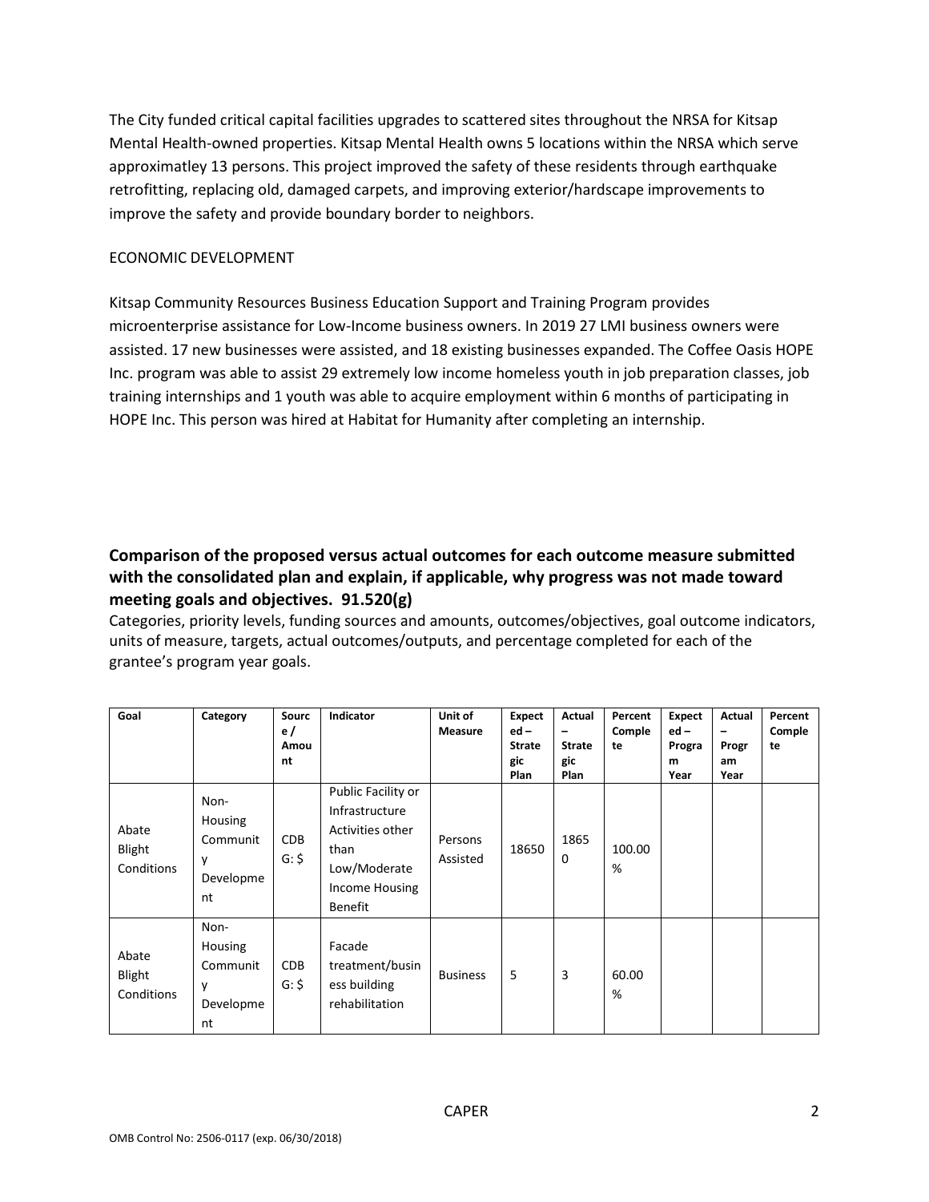The City funded critical capital facilities upgrades to scattered sites throughout the NRSA for Kitsap Mental Health-owned properties. Kitsap Mental Health owns 5 locations within the NRSA which serve approximatley 13 persons. This project improved the safety of these residents through earthquake retrofitting, replacing old, damaged carpets, and improving exterior/hardscape improvements to improve the safety and provide boundary border to neighbors.

ECONOMIC DEVELOPMENT

Kitsap Community Resources Business Education Support and Training Program provides microenterprise assistance for Low-Income business owners. In 2019 27 LMI business owners were assisted. 17 new businesses were assisted, and 18 existing businesses expanded. The Coffee Oasis HOPE Inc. program was able to assist 29 extremely low income homeless youth in job preparation classes, job training internships and 1 youth was able to acquire employment within 6 months of participating in HOPE Inc. This person was hired at Habitat for Humanity after completing an internship.

### Comparison of the proposed versus actual outcomes for each outcome measure submitted with the consolidated plan and explain, if applicable, why progress was not made toward meeting goals and objectives. 91.520(g)

Categories, priority levels, funding sources and amounts, outcomes/objectives, goal outcome indicators, units of measure, targets, actual outcomes/outputs, and percentage completed for each of the grantee's program year goals.

| Goal | Category | Source / Amount | Indicator | Unit of Measure | Expected – Strategic Plan | Actual – Strategic Plan | Percent Complete | Expected – Program Year | Actual – Program Year | Percent Complete |
|---|---|---|---|---|---|---|---|---|---|---|
| Abate Blight Conditions | Non-Housing Community Development | CDBG: $ | Public Facility or Infrastructure Activities other than Low/Moderate Income Housing Benefit | Persons Assisted | 18650 | 18650 | 100.00% | | | |
| Abate Blight Conditions | Non-Housing Community Development | CDBG: $ | Facade treatment/business building rehabilitation | Business | 5 | 3 | 60.00% | | | |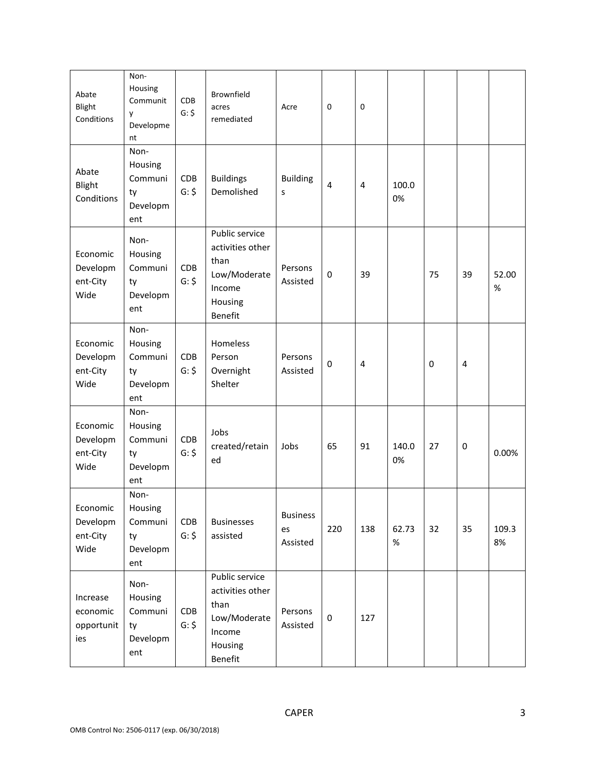| Abate Blight Conditions | Non-Housing Community Development | CDBG: $ | Brownfield acres remediated | Acre | 0 | 0 | | | | |
|---|---|---|---|---|---|---|---|---|---|---|
| Abate Blight Conditions | Non-Housing Community Development | CDBG: $ | Buildings Demolished | Buildings | 4 | 4 | 100.00% | | | |
| Economic Development-City Wide | Non-Housing Community Development | CDBG: $ | Public service activities other than Low/Moderate Income Housing Benefit | Persons Assisted | 0 | 39 | | 75 | 39 | 52.00% |
| Economic Development-City Wide | Non-Housing Community Development | CDBG: $ | Homeless Person Overnight Shelter | Persons Assisted | 0 | 4 | | 0 | 4 | |
| Economic Development-City Wide | Non-Housing Community Development | CDBG: $ | Jobs created/retained | Jobs | 65 | 91 | 140.00% | 27 | 0 | 0.00% |
| Economic Development-City Wide | Non-Housing Community Development | CDBG: $ | Businesses assisted | Businesses Assisted | 220 | 138 | 62.73% | 32 | 35 | 109.38% |
| Increase economic opportunities | Non-Housing Community Development | CDBG: $ | Public service activities other than Low/Moderate Income Housing Benefit | Persons Assisted | 0 | 127 | | | | |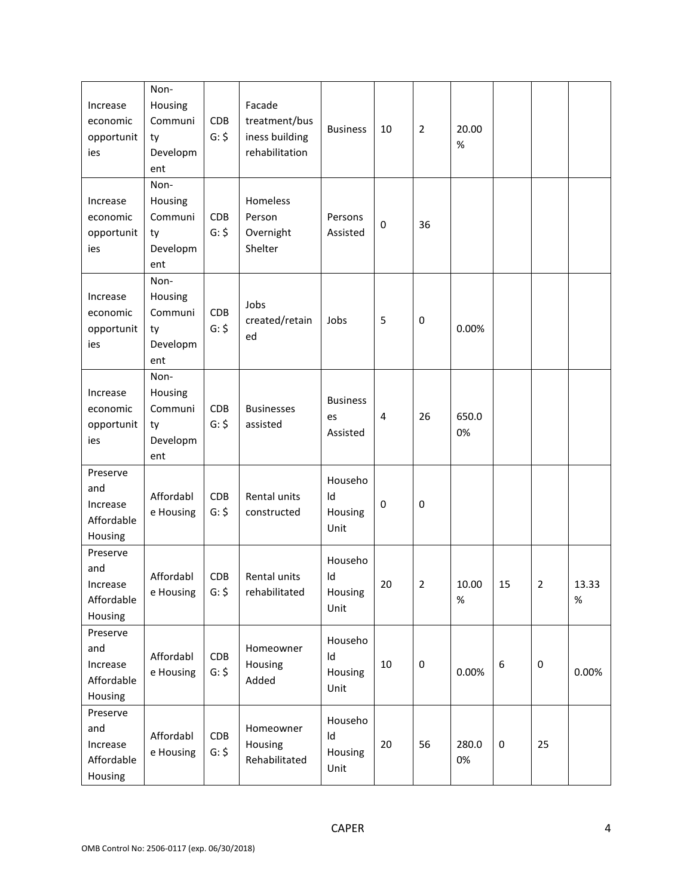| Increase economic opportunities | Non-Housing Community Development | CDBG: $ | Facade treatment/business building rehabilitation | Business | 10 | 2 | 20.00% | | | |
|---|---|---|---|---|---|---|---|---|---|---|
| Increase economic opportunities | Non-Housing Community Development | CDBG: $ | Homeless Person Overnight Shelter | Persons Assisted | 0 | 36 | | | | |
| Increase economic opportunities | Non-Housing Community Development | CDBG: $ | Jobs created/retained | Jobs | 5 | 0 | 0.00% | | | |
| Increase economic opportunities | Non-Housing Community Development | CDBG: $ | Businesses assisted | Businesses Assisted | 4 | 26 | 650.00% | | | |
| Preserve and Increase Affordable Housing | Affordable Housing | CDBG: $ | Rental units constructed | Household Housing Unit | 0 | 0 | | | | |
| Preserve and Increase Affordable Housing | Affordable Housing | CDBG: $ | Rental units rehabilitated | Household Housing Unit | 20 | 2 | 10.00% | 15 | 2 | 13.33% |
| Preserve and Increase Affordable Housing | Affordable Housing | CDBG: $ | Homeowner Housing Added | Household Housing Unit | 10 | 0 | 0.00% | 6 | 0 | 0.00% |
| Preserve and Increase Affordable Housing | Affordable Housing | CDBG: $ | Homeowner Housing Rehabilitated | Household Housing Unit | 20 | 56 | 280.00% | 0 | 25 | |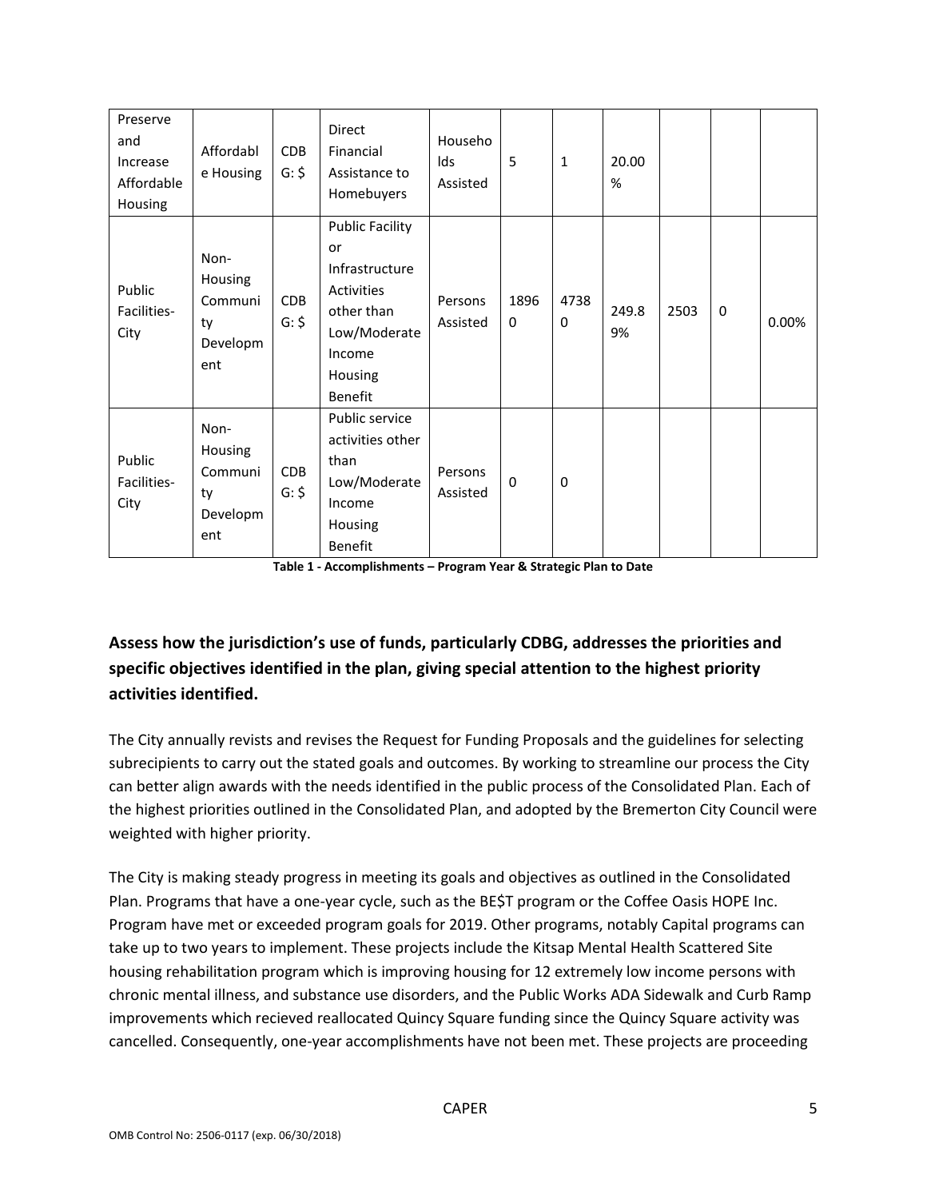| Preserve and Increase Affordable Housing | Affordable Housing | CDBG: $ | Direct Financial Assistance to Homebuyers | Households Assisted | 5 | 1 | 20.00% | | | |
|---|---|---|---|---|---|---|---|---|---|---|
| Public Facilities-City | Non-Housing Community Development | CDBG: $ | Public Facility or Infrastructure Activities other than Low/Moderate Income Housing Benefit | Persons Assisted | 18960 | 47380 | 249.89% | 2503 | 0 | 0.00% |
| Public Facilities-City | Non-Housing Community Development | CDBG: $ | Public service activities other than Low/Moderate Income Housing Benefit | Persons Assisted | 0 | 0 | | | | |

**Table 1 - Accomplishments – Program Year & Strategic Plan to Date**

## Assess how the jurisdiction's use of funds, particularly CDBG, addresses the priorities and specific objectives identified in the plan, giving special attention to the highest priority activities identified.

The City annually revists and revises the Request for Funding Proposals and the guidelines for selecting subrecipients to carry out the stated goals and outcomes. By working to streamline our process the City can better align awards with the needs identified in the public process of the Consolidated Plan. Each of the highest priorities outlined in the Consolidated Plan, and adopted by the Bremerton City Council were weighted with higher priority.

The City is making steady progress in meeting its goals and objectives as outlined in the Consolidated Plan. Programs that have a one-year cycle, such as the BE$T program or the Coffee Oasis HOPE Inc. Program have met or exceeded program goals for 2019. Other programs, notably Capital programs can take up to two years to implement. These projects include the Kitsap Mental Health Scattered Site housing rehabilitation program which is improving housing for 12 extremely low income persons with chronic mental illness, and substance use disorders, and the Public Works ADA Sidewalk and Curb Ramp improvements which recieved reallocated Quincy Square funding since the Quincy Square activity was cancelled. Consequently, one-year accomplishments have not been met. These projects are proceeding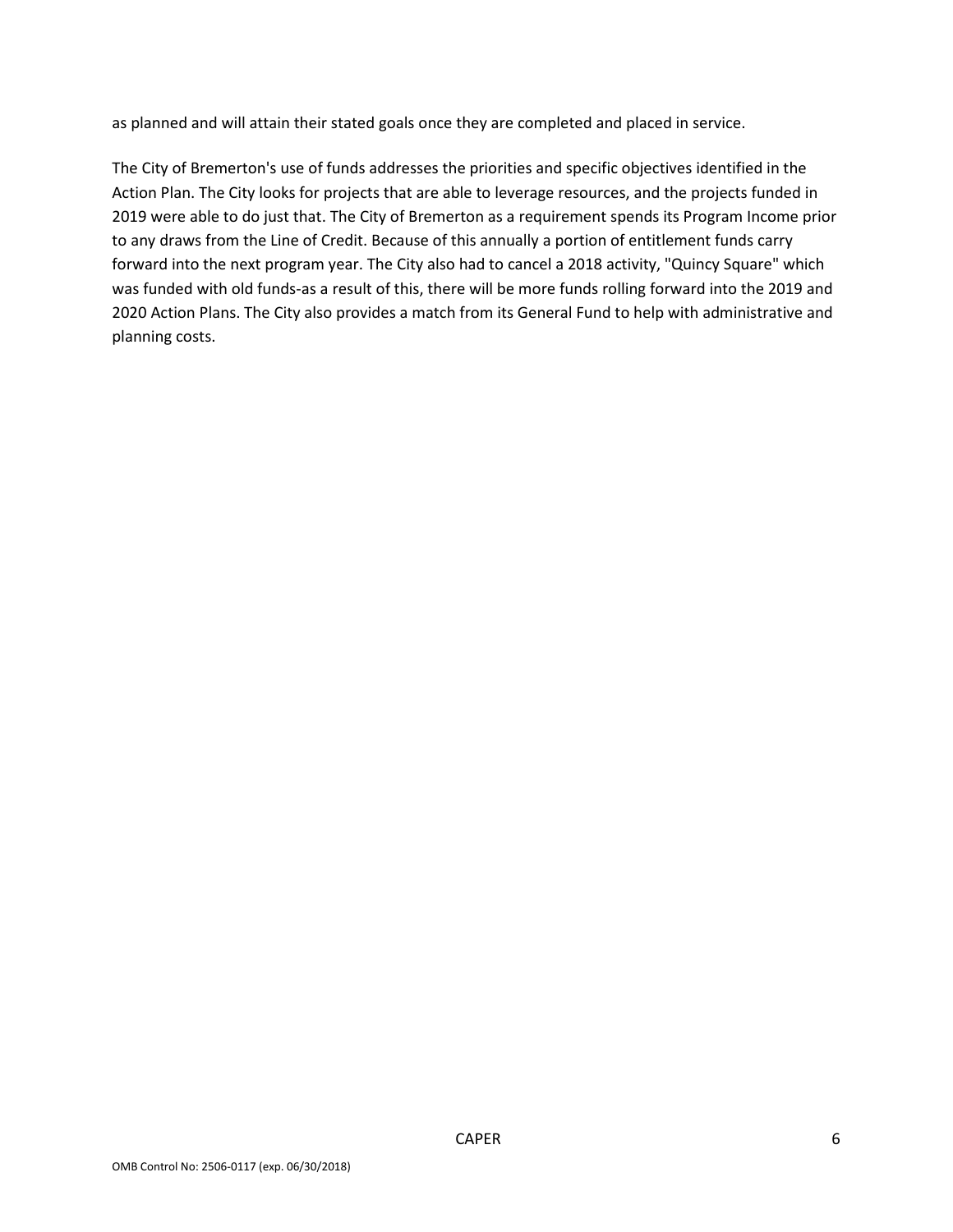as planned and will attain their stated goals once they are completed and placed in service.

The City of Bremerton's use of funds addresses the priorities and specific objectives identified in the Action Plan. The City looks for projects that are able to leverage resources, and the projects funded in 2019 were able to do just that. The City of Bremerton as a requirement spends its Program Income prior to any draws from the Line of Credit. Because of this annually a portion of entitlement funds carry forward into the next program year. The City also had to cancel a 2018 activity, "Quincy Square" which was funded with old funds-as a result of this, there will be more funds rolling forward into the 2019 and 2020 Action Plans. The City also provides a match from its General Fund to help with administrative and planning costs.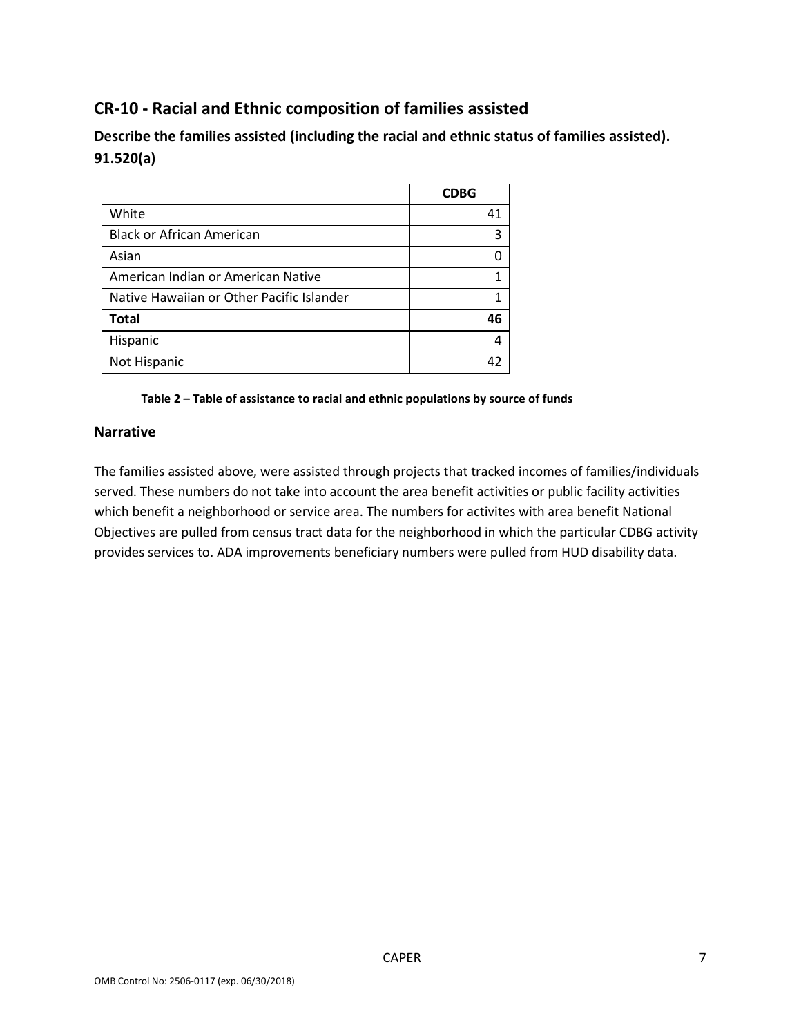## CR-10 - Racial and Ethnic composition of families assisted

### Describe the families assisted (including the racial and ethnic status of families assisted). 91.520(a)

| | CDBG |
|---|---|
| White | 41 |
| Black or African American | 3 |
| Asian | 0 |
| American Indian or American Native | 1 |
| Native Hawaiian or Other Pacific Islander | 1 |
| **Total** | **46** |
| Hispanic | 4 |
| Not Hispanic | 42 |

**Table 2 – Table of assistance to racial and ethnic populations by source of funds**

### Narrative

The families assisted above, were assisted through projects that tracked incomes of families/individuals served. These numbers do not take into account the area benefit activities or public facility activities which benefit a neighborhood or service area. The numbers for activites with area benefit National Objectives are pulled from census tract data for the neighborhood in which the particular CDBG activity provides services to. ADA improvements beneficiary numbers were pulled from HUD disability data.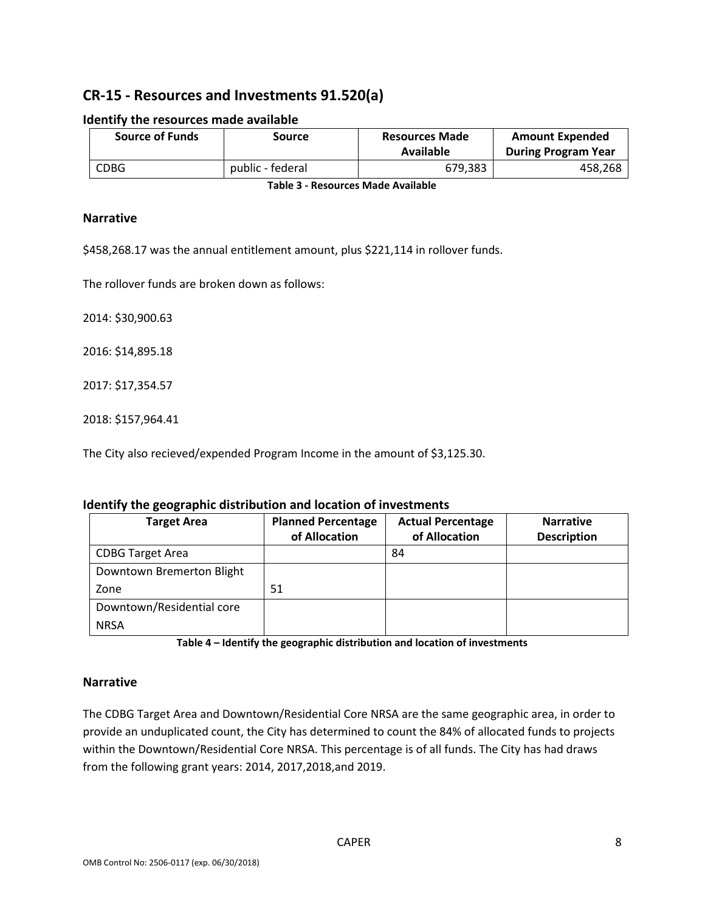## CR-15 - Resources and Investments 91.520(a)

### Identify the resources made available

| Source of Funds | Source | Resources Made Available | Amount Expended During Program Year |
|---|---|---|---|
| CDBG | public - federal | 679,383 | 458,268 |

**Table 3 - Resources Made Available**

### Narrative

$458,268.17 was the annual entitlement amount, plus $221,114 in rollover funds.

The rollover funds are broken down as follows:

2014: $30,900.63

2016: $14,895.18

2017: $17,354.57

2018: $157,964.41

The City also recieved/expended Program Income in the amount of $3,125.30.

### Identify the geographic distribution and location of investments

| Target Area | Planned Percentage of Allocation | Actual Percentage of Allocation | Narrative Description |
|---|---|---|---|
| CDBG Target Area | | 84 | |
| Downtown Bremerton Blight Zone | 51 | | |
| Downtown/Residential core NRSA | | | |

**Table 4 – Identify the geographic distribution and location of investments**

### Narrative

The CDBG Target Area and Downtown/Residential Core NRSA are the same geographic area, in order to provide an unduplicated count, the City has determined to count the 84% of allocated funds to projects within the Downtown/Residential Core NRSA. This percentage is of all funds. The City has had draws from the following grant years: 2014, 2017,2018,and 2019.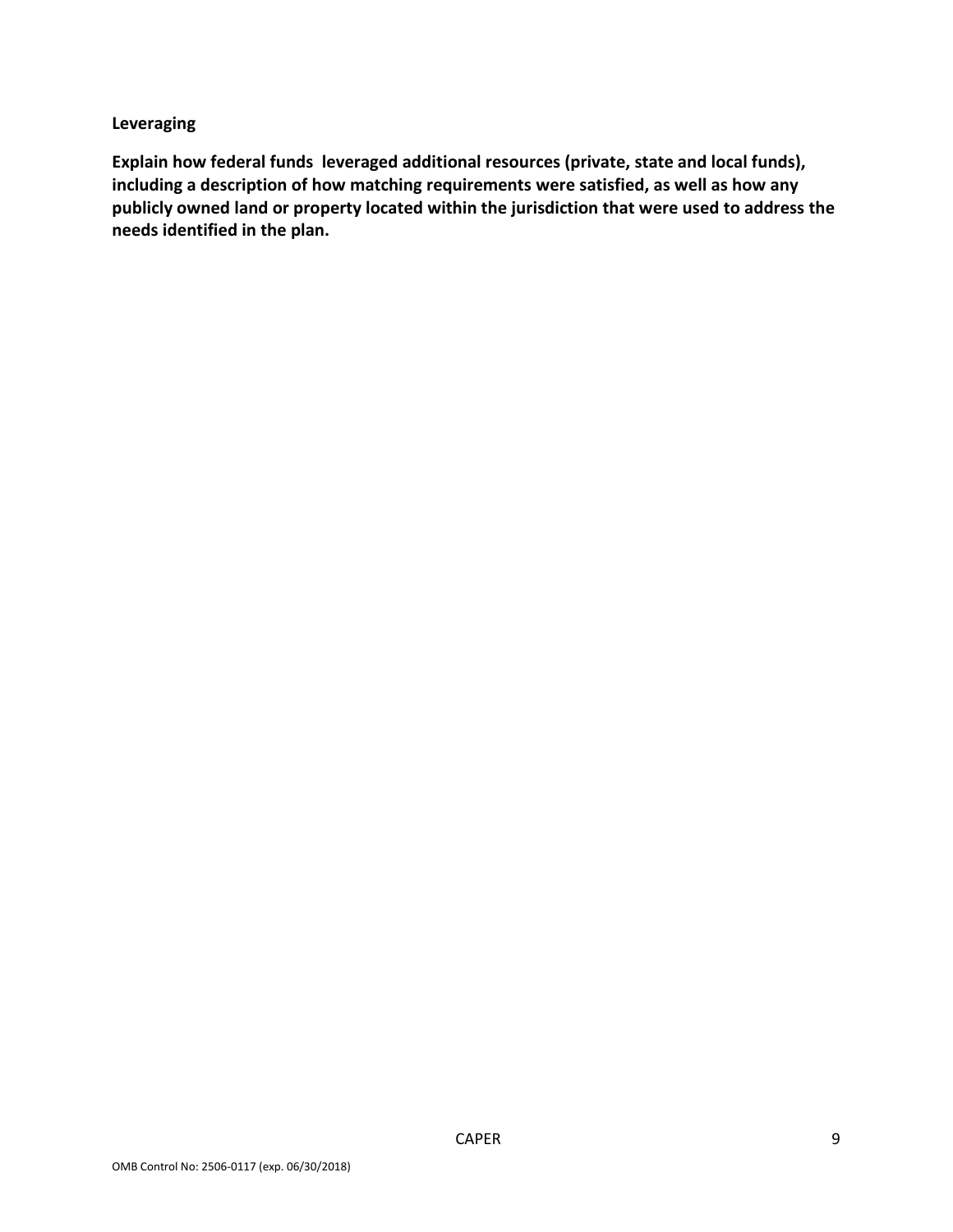**Leveraging**

**Explain how federal funds leveraged additional resources (private, state and local funds), including a description of how matching requirements were satisfied, as well as how any publicly owned land or property located within the jurisdiction that were used to address the needs identified in the plan.**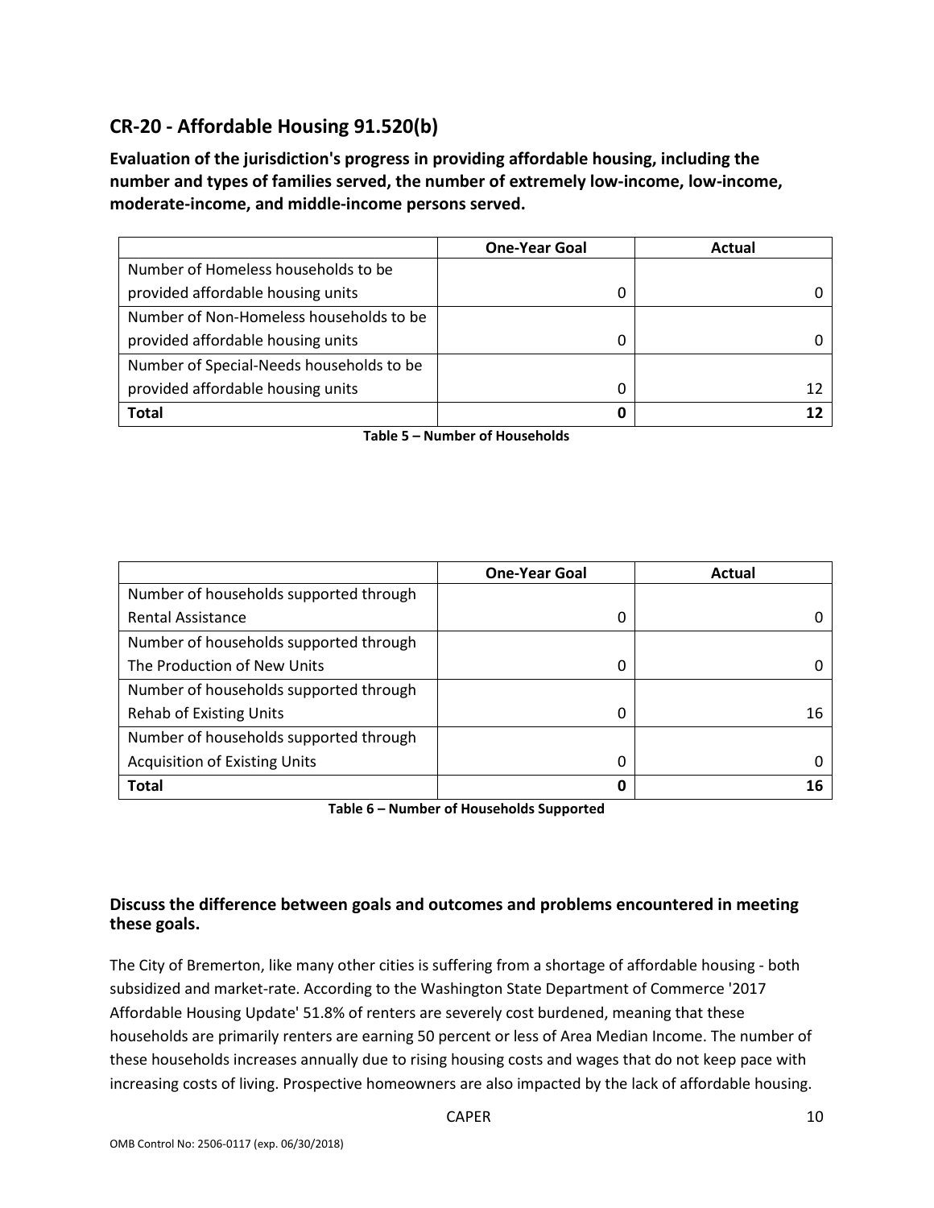## CR-20 - Affordable Housing 91.520(b)

**Evaluation of the jurisdiction's progress in providing affordable housing, including the number and types of families served, the number of extremely low-income, low-income, moderate-income, and middle-income persons served.**

| | One-Year Goal | Actual |
|---|---|---|
| Number of Homeless households to be provided affordable housing units | 0 | 0 |
| Number of Non-Homeless households to be provided affordable housing units | 0 | 0 |
| Number of Special-Needs households to be provided affordable housing units | 0 | 12 |
| **Total** | **0** | **12** |

**Table 5 – Number of Households**

| | One-Year Goal | Actual |
|---|---|---|
| Number of households supported through Rental Assistance | 0 | 0 |
| Number of households supported through The Production of New Units | 0 | 0 |
| Number of households supported through Rehab of Existing Units | 0 | 16 |
| Number of households supported through Acquisition of Existing Units | 0 | 0 |
| **Total** | **0** | **16** |

**Table 6 – Number of Households Supported**

**Discuss the difference between goals and outcomes and problems encountered in meeting these goals.**

The City of Bremerton, like many other cities is suffering from a shortage of affordable housing - both subsidized and market-rate. According to the Washington State Department of Commerce '2017 Affordable Housing Update' 51.8% of renters are severely cost burdened, meaning that these households are primarily renters are earning 50 percent or less of Area Median Income. The number of these households increases annually due to rising housing costs and wages that do not keep pace with increasing costs of living. Prospective homeowners are also impacted by the lack of affordable housing.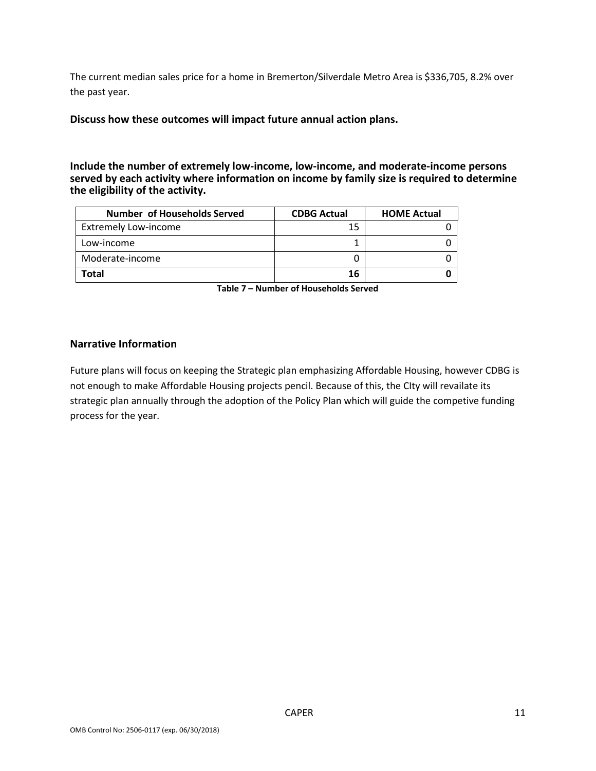The current median sales price for a home in Bremerton/Silverdale Metro Area is $336,705, 8.2% over the past year.

**Discuss how these outcomes will impact future annual action plans.**

**Include the number of extremely low-income, low-income, and moderate-income persons served by each activity where information on income by family size is required to determine the eligibility of the activity.**

| Number of Households Served | CDBG Actual | HOME Actual |
|---|---|---|
| Extremely Low-income | 15 | 0 |
| Low-income | 1 | 0 |
| Moderate-income | 0 | 0 |
| **Total** | **16** | **0** |

**Table 7 – Number of Households Served**

## Narrative Information

Future plans will focus on keeping the Strategic plan emphasizing Affordable Housing, however CDBG is not enough to make Affordable Housing projects pencil. Because of this, the CIty will revailate its strategic plan annually through the adoption of the Policy Plan which will guide the competive funding process for the year.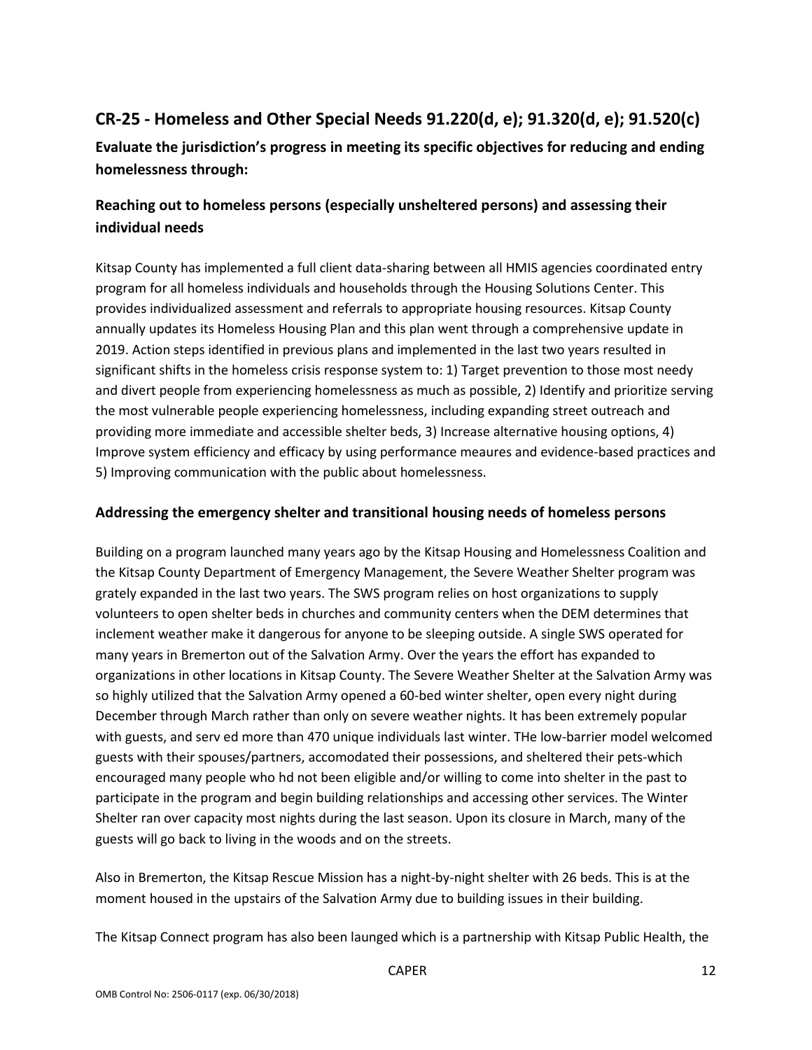## CR-25 - Homeless and Other Special Needs 91.220(d, e); 91.320(d, e); 91.520(c)

**Evaluate the jurisdiction's progress in meeting its specific objectives for reducing and ending homelessness through:**

### Reaching out to homeless persons (especially unsheltered persons) and assessing their individual needs

Kitsap County has implemented a full client data-sharing between all HMIS agencies coordinated entry program for all homeless individuals and households through the Housing Solutions Center. This provides individualized assessment and referrals to appropriate housing resources. Kitsap County annually updates its Homeless Housing Plan and this plan went through a comprehensive update in 2019. Action steps identified in previous plans and implemented in the last two years resulted in significant shifts in the homeless crisis response system to: 1) Target prevention to those most needy and divert people from experiencing homelessness as much as possible, 2) Identify and prioritize serving the most vulnerable people experiencing homelessness, including expanding street outreach and providing more immediate and accessible shelter beds, 3) Increase alternative housing options, 4) Improve system efficiency and efficacy by using performance meaures and evidence-based practices and 5) Improving communication with the public about homelessness.

### Addressing the emergency shelter and transitional housing needs of homeless persons

Building on a program launched many years ago by the Kitsap Housing and Homelessness Coalition and the Kitsap County Department of Emergency Management, the Severe Weather Shelter program was grately expanded in the last two years. The SWS program relies on host organizations to supply volunteers to open shelter beds in churches and community centers when the DEM determines that inclement weather make it dangerous for anyone to be sleeping outside. A single SWS operated for many years in Bremerton out of the Salvation Army. Over the years the effort has expanded to organizations in other locations in Kitsap County. The Severe Weather Shelter at the Salvation Army was so highly utilized that the Salvation Army opened a 60-bed winter shelter, open every night during December through March rather than only on severe weather nights. It has been extremely popular with guests, and serv ed more than 470 unique individuals last winter. THe low-barrier model welcomed guests with their spouses/partners, accomodated their possessions, and sheltered their pets-which encouraged many people who hd not been eligible and/or willing to come into shelter in the past to participate in the program and begin building relationships and accessing other services. The Winter Shelter ran over capacity most nights during the last season. Upon its closure in March, many of the guests will go back to living in the woods and on the streets.

Also in Bremerton, the Kitsap Rescue Mission has a night-by-night shelter with 26 beds. This is at the moment housed in the upstairs of the Salvation Army due to building issues in their building.

The Kitsap Connect program has also been launged which is a partnership with Kitsap Public Health, the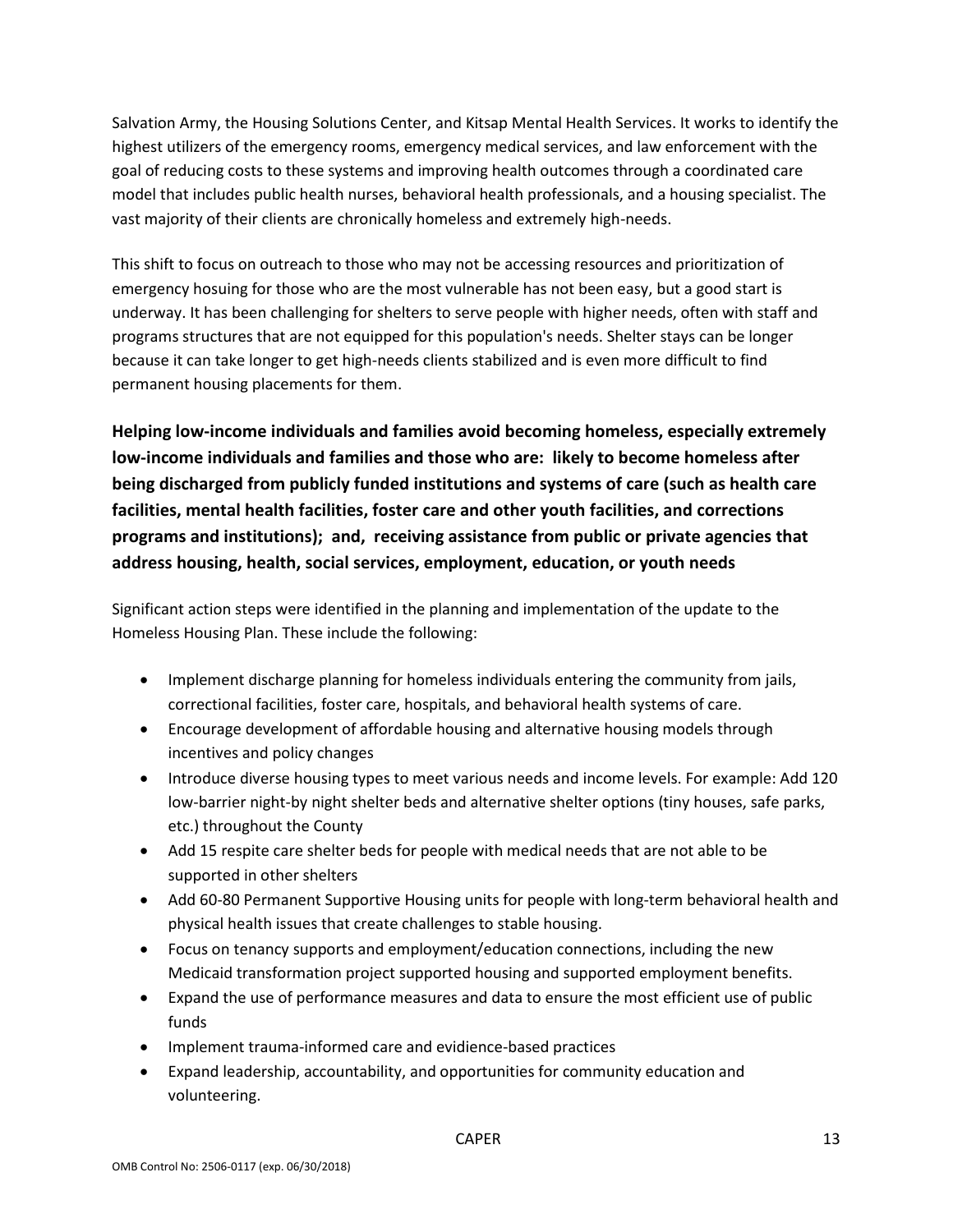Salvation Army, the Housing Solutions Center, and Kitsap Mental Health Services. It works to identify the highest utilizers of the emergency rooms, emergency medical services, and law enforcement with the goal of reducing costs to these systems and improving health outcomes through a coordinated care model that includes public health nurses, behavioral health professionals, and a housing specialist. The vast majority of their clients are chronically homeless and extremely high-needs.

This shift to focus on outreach to those who may not be accessing resources and prioritization of emergency hosuing for those who are the most vulnerable has not been easy, but a good start is underway. It has been challenging for shelters to serve people with higher needs, often with staff and programs structures that are not equipped for this population's needs. Shelter stays can be longer because it can take longer to get high-needs clients stabilized and is even more difficult to find permanent housing placements for them.

**Helping low-income individuals and families avoid becoming homeless, especially extremely low-income individuals and families and those who are: likely to become homeless after being discharged from publicly funded institutions and systems of care (such as health care facilities, mental health facilities, foster care and other youth facilities, and corrections programs and institutions); and, receiving assistance from public or private agencies that address housing, health, social services, employment, education, or youth needs**

Significant action steps were identified in the planning and implementation of the update to the Homeless Housing Plan. These include the following:

- Implement discharge planning for homeless individuals entering the community from jails, correctional facilities, foster care, hospitals, and behavioral health systems of care.
- Encourage development of affordable housing and alternative housing models through incentives and policy changes
- Introduce diverse housing types to meet various needs and income levels. For example: Add 120 low-barrier night-by night shelter beds and alternative shelter options (tiny houses, safe parks, etc.) throughout the County
- Add 15 respite care shelter beds for people with medical needs that are not able to be supported in other shelters
- Add 60-80 Permanent Supportive Housing units for people with long-term behavioral health and physical health issues that create challenges to stable housing.
- Focus on tenancy supports and employment/education connections, including the new Medicaid transformation project supported housing and supported employment benefits.
- Expand the use of performance measures and data to ensure the most efficient use of public funds
- Implement trauma-informed care and evidence-based practices
- Expand leadership, accountability, and opportunities for community education and volunteering.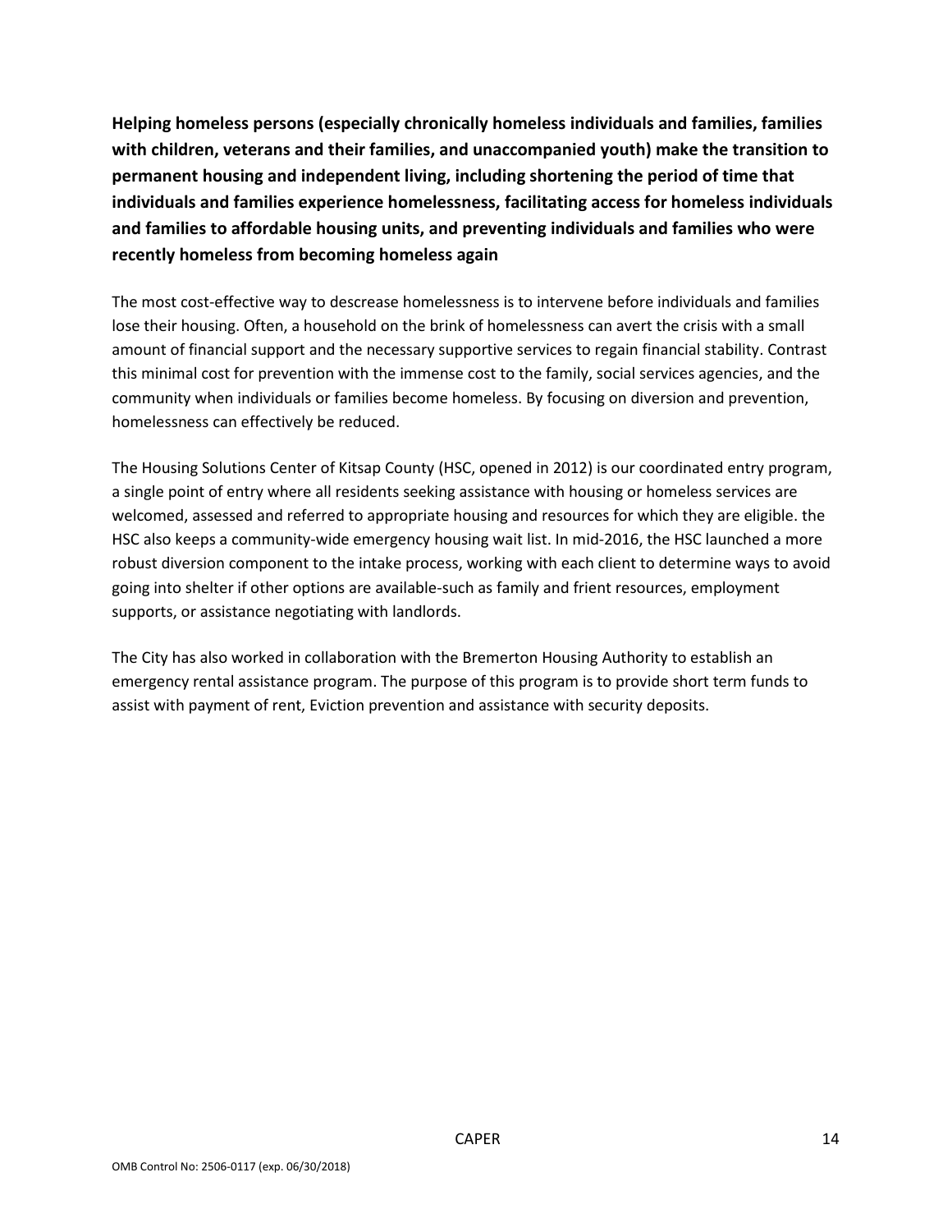**Helping homeless persons (especially chronically homeless individuals and families, families with children, veterans and their families, and unaccompanied youth) make the transition to permanent housing and independent living, including shortening the period of time that individuals and families experience homelessness, facilitating access for homeless individuals and families to affordable housing units, and preventing individuals and families who were recently homeless from becoming homeless again**

The most cost-effective way to descrease homelessness is to intervene before individuals and families lose their housing. Often, a household on the brink of homelessness can avert the crisis with a small amount of financial support and the necessary supportive services to regain financial stability. Contrast this minimal cost for prevention with the immense cost to the family, social services agencies, and the community when individuals or families become homeless. By focusing on diversion and prevention, homelessness can effectively be reduced.

The Housing Solutions Center of Kitsap County (HSC, opened in 2012) is our coordinated entry program, a single point of entry where all residents seeking assistance with housing or homeless services are welcomed, assessed and referred to appropriate housing and resources for which they are eligible. the HSC also keeps a community-wide emergency housing wait list. In mid-2016, the HSC launched a more robust diversion component to the intake process, working with each client to determine ways to avoid going into shelter if other options are available-such as family and frient resources, employment supports, or assistance negotiating with landlords.

The City has also worked in collaboration with the Bremerton Housing Authority to establish an emergency rental assistance program. The purpose of this program is to provide short term funds to assist with payment of rent, Eviction prevention and assistance with security deposits.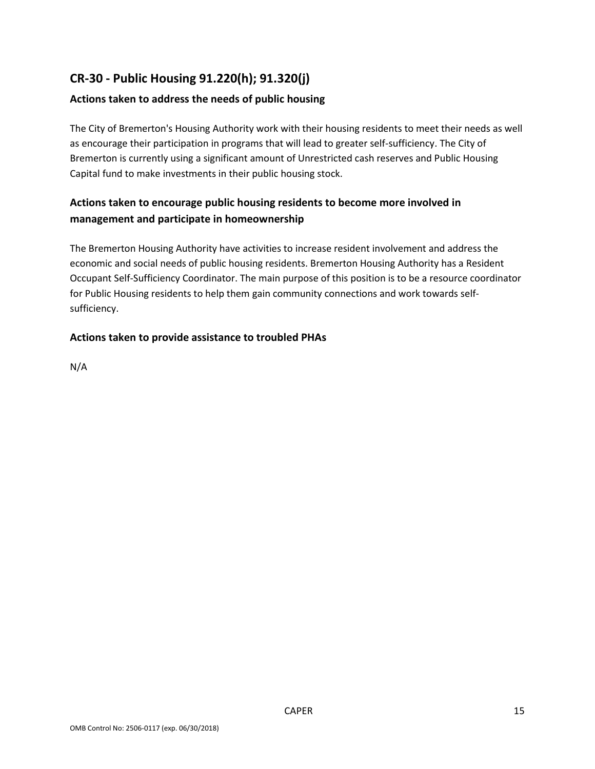## CR-30 - Public Housing 91.220(h); 91.320(j)

### Actions taken to address the needs of public housing

The City of Bremerton's Housing Authority work with their housing residents to meet their needs as well as encourage their participation in programs that will lead to greater self-sufficiency. The City of Bremerton is currently using a significant amount of Unrestricted cash reserves and Public Housing Capital fund to make investments in their public housing stock.

### Actions taken to encourage public housing residents to become more involved in management and participate in homeownership

The Bremerton Housing Authority have activities to increase resident involvement and address the economic and social needs of public housing residents. Bremerton Housing Authority has a Resident Occupant Self-Sufficiency Coordinator. The main purpose of this position is to be a resource coordinator for Public Housing residents to help them gain community connections and work towards self-sufficiency.

### Actions taken to provide assistance to troubled PHAs

N/A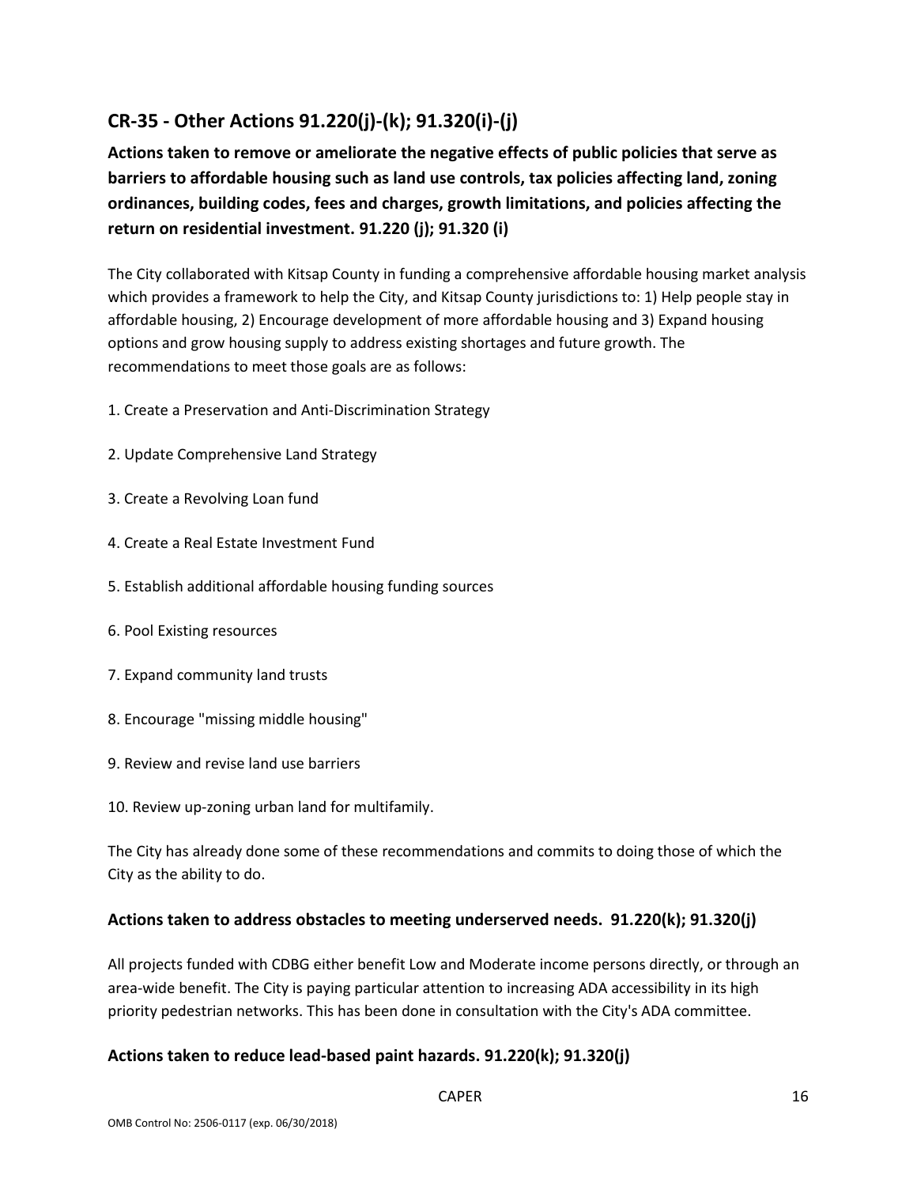## CR-35 - Other Actions 91.220(j)-(k); 91.320(i)-(j)

### Actions taken to remove or ameliorate the negative effects of public policies that serve as barriers to affordable housing such as land use controls, tax policies affecting land, zoning ordinances, building codes, fees and charges, growth limitations, and policies affecting the return on residential investment. 91.220 (j); 91.320 (i)

The City collaborated with Kitsap County in funding a comprehensive affordable housing market analysis which provides a framework to help the City, and Kitsap County jurisdictions to: 1) Help people stay in affordable housing, 2) Encourage development of more affordable housing and 3) Expand housing options and grow housing supply to address existing shortages and future growth. The recommendations to meet those goals are as follows:

1. Create a Preservation and Anti-Discrimination Strategy

2. Update Comprehensive Land Strategy

3. Create a Revolving Loan fund

4. Create a Real Estate Investment Fund

5. Establish additional affordable housing funding sources

6. Pool Existing resources

7. Expand community land trusts

8. Encourage "missing middle housing"

9. Review and revise land use barriers

10. Review up-zoning urban land for multifamily.

The City has already done some of these recommendations and commits to doing those of which the City as the ability to do.

### Actions taken to address obstacles to meeting underserved needs. 91.220(k); 91.320(j)

All projects funded with CDBG either benefit Low and Moderate income persons directly, or through an area-wide benefit. The City is paying particular attention to increasing ADA accessibility in its high priority pedestrian networks. This has been done in consultation with the City's ADA committee.

### Actions taken to reduce lead-based paint hazards. 91.220(k); 91.320(j)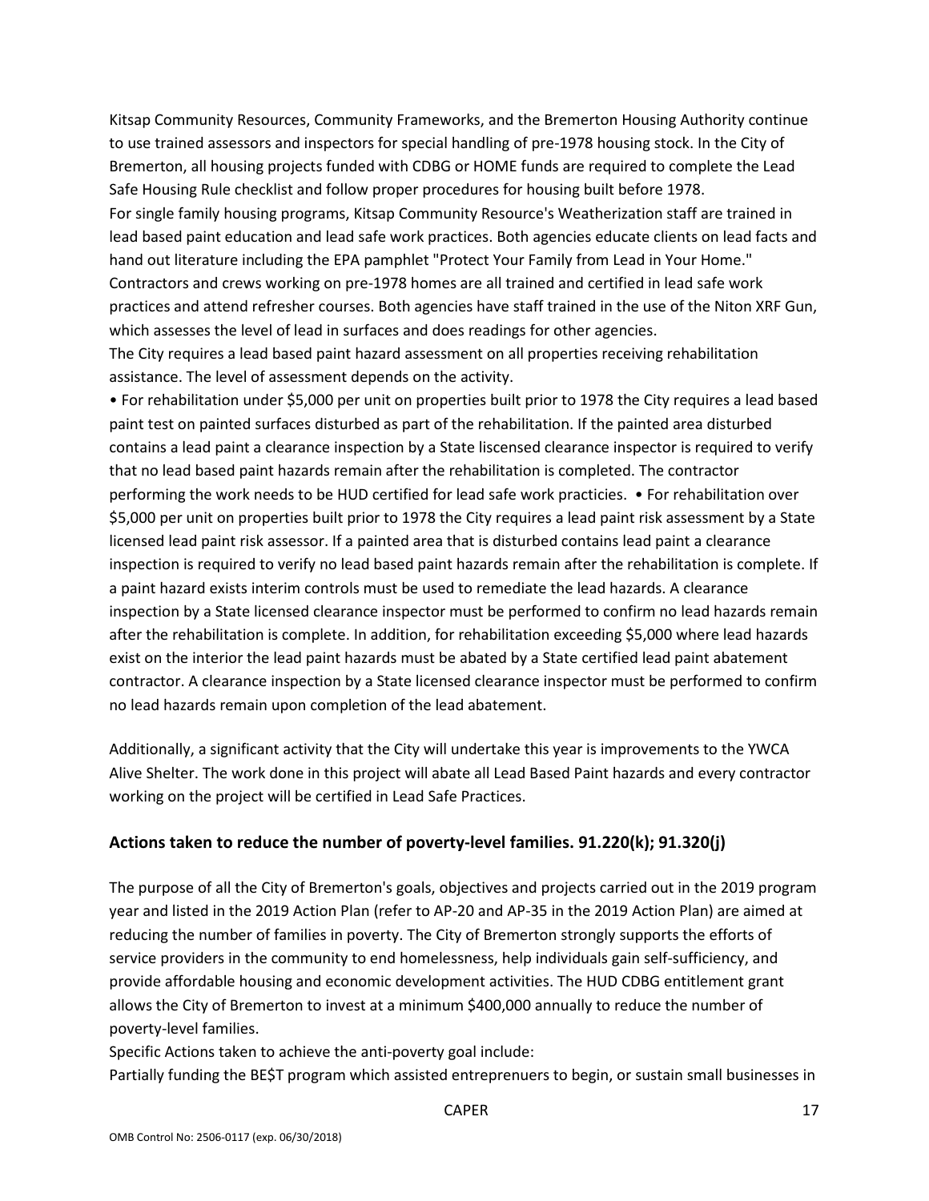Kitsap Community Resources, Community Frameworks, and the Bremerton Housing Authority continue to use trained assessors and inspectors for special handling of pre-1978 housing stock. In the City of Bremerton, all housing projects funded with CDBG or HOME funds are required to complete the Lead Safe Housing Rule checklist and follow proper procedures for housing built before 1978.

For single family housing programs, Kitsap Community Resource's Weatherization staff are trained in lead based paint education and lead safe work practices. Both agencies educate clients on lead facts and hand out literature including the EPA pamphlet "Protect Your Family from Lead in Your Home."

Contractors and crews working on pre-1978 homes are all trained and certified in lead safe work practices and attend refresher courses. Both agencies have staff trained in the use of the Niton XRF Gun, which assesses the level of lead in surfaces and does readings for other agencies.

The City requires a lead based paint hazard assessment on all properties receiving rehabilitation assistance. The level of assessment depends on the activity.

• For rehabilitation under $5,000 per unit on properties built prior to 1978 the City requires a lead based paint test on painted surfaces disturbed as part of the rehabilitation. If the painted area disturbed contains a lead paint a clearance inspection by a State liscensed clearance inspector is required to verify that no lead based paint hazards remain after the rehabilitation is completed. The contractor performing the work needs to be HUD certified for lead safe work practicies. • For rehabilitation over $5,000 per unit on properties built prior to 1978 the City requires a lead paint risk assessment by a State licensed lead paint risk assessor. If a painted area that is disturbed contains lead paint a clearance inspection is required to verify no lead based paint hazards remain after the rehabilitation is complete. If a paint hazard exists interim controls must be used to remediate the lead hazards. A clearance inspection by a State licensed clearance inspector must be performed to confirm no lead hazards remain after the rehabilitation is complete. In addition, for rehabilitation exceeding $5,000 where lead hazards exist on the interior the lead paint hazards must be abated by a State certified lead paint abatement contractor. A clearance inspection by a State licensed clearance inspector must be performed to confirm no lead hazards remain upon completion of the lead abatement.

Additionally, a significant activity that the City will undertake this year is improvements to the YWCA Alive Shelter. The work done in this project will abate all Lead Based Paint hazards and every contractor working on the project will be certified in Lead Safe Practices.

## Actions taken to reduce the number of poverty-level families. 91.220(k); 91.320(j)

The purpose of all the City of Bremerton's goals, objectives and projects carried out in the 2019 program year and listed in the 2019 Action Plan (refer to AP-20 and AP-35 in the 2019 Action Plan) are aimed at reducing the number of families in poverty. The City of Bremerton strongly supports the efforts of service providers in the community to end homelessness, help individuals gain self-sufficiency, and provide affordable housing and economic development activities. The HUD CDBG entitlement grant allows the City of Bremerton to invest at a minimum $400,000 annually to reduce the number of poverty-level families.

Specific Actions taken to achieve the anti-poverty goal include:

Partially funding the BE$T program which assisted entreprenuers to begin, or sustain small businesses in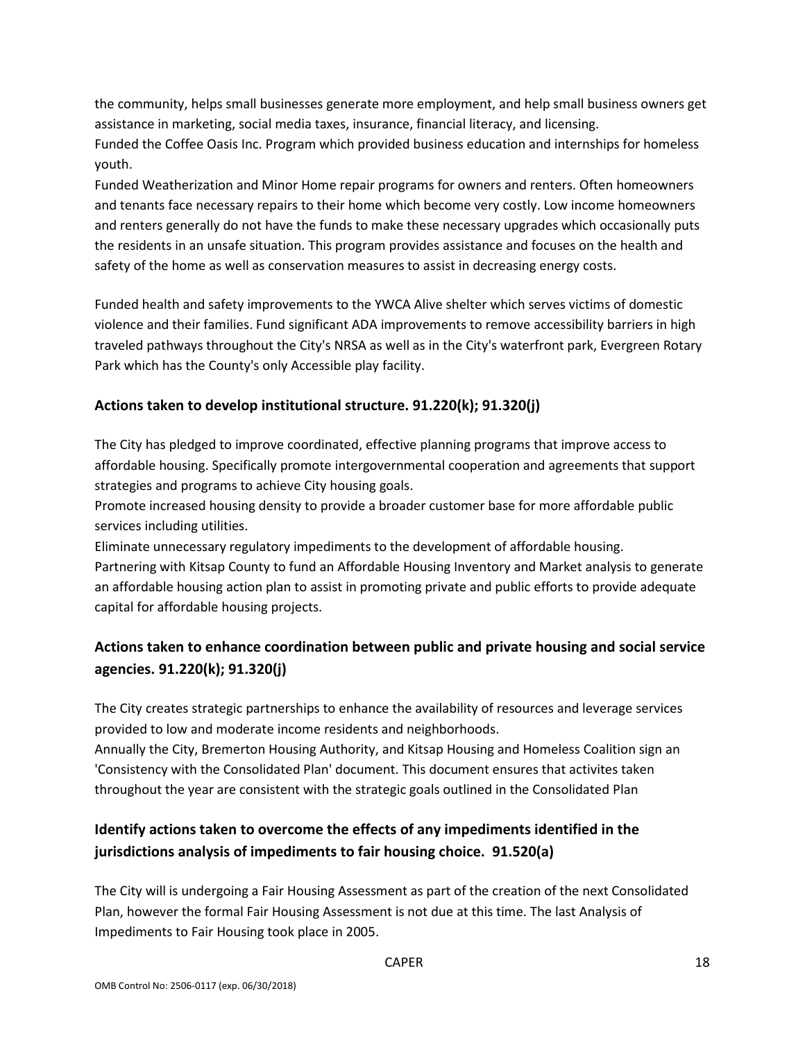the community, helps small businesses generate more employment, and help small business owners get assistance in marketing, social media taxes, insurance, financial literacy, and licensing.
Funded the Coffee Oasis Inc. Program which provided business education and internships for homeless youth.
Funded Weatherization and Minor Home repair programs for owners and renters. Often homeowners and tenants face necessary repairs to their home which become very costly. Low income homeowners and renters generally do not have the funds to make these necessary upgrades which occasionally puts the residents in an unsafe situation. This program provides assistance and focuses on the health and safety of the home as well as conservation measures to assist in decreasing energy costs.

Funded health and safety improvements to the YWCA Alive shelter which serves victims of domestic violence and their families. Fund significant ADA improvements to remove accessibility barriers in high traveled pathways throughout the City's NRSA as well as in the City's waterfront park, Evergreen Rotary Park which has the County's only Accessible play facility.

## Actions taken to develop institutional structure. 91.220(k); 91.320(j)

The City has pledged to improve coordinated, effective planning programs that improve access to affordable housing. Specifically promote intergovernmental cooperation and agreements that support strategies and programs to achieve City housing goals.
Promote increased housing density to provide a broader customer base for more affordable public services including utilities.
Eliminate unnecessary regulatory impediments to the development of affordable housing.
Partnering with Kitsap County to fund an Affordable Housing Inventory and Market analysis to generate an affordable housing action plan to assist in promoting private and public efforts to provide adequate capital for affordable housing projects.

## Actions taken to enhance coordination between public and private housing and social service agencies. 91.220(k); 91.320(j)

The City creates strategic partnerships to enhance the availability of resources and leverage services provided to low and moderate income residents and neighborhoods.
Annually the City, Bremerton Housing Authority, and Kitsap Housing and Homeless Coalition sign an 'Consistency with the Consolidated Plan' document. This document ensures that activites taken throughout the year are consistent with the strategic goals outlined in the Consolidated Plan

## Identify actions taken to overcome the effects of any impediments identified in the jurisdictions analysis of impediments to fair housing choice. 91.520(a)

The City will is undergoing a Fair Housing Assessment as part of the creation of the next Consolidated Plan, however the formal Fair Housing Assessment is not due at this time. The last Analysis of Impediments to Fair Housing took place in 2005.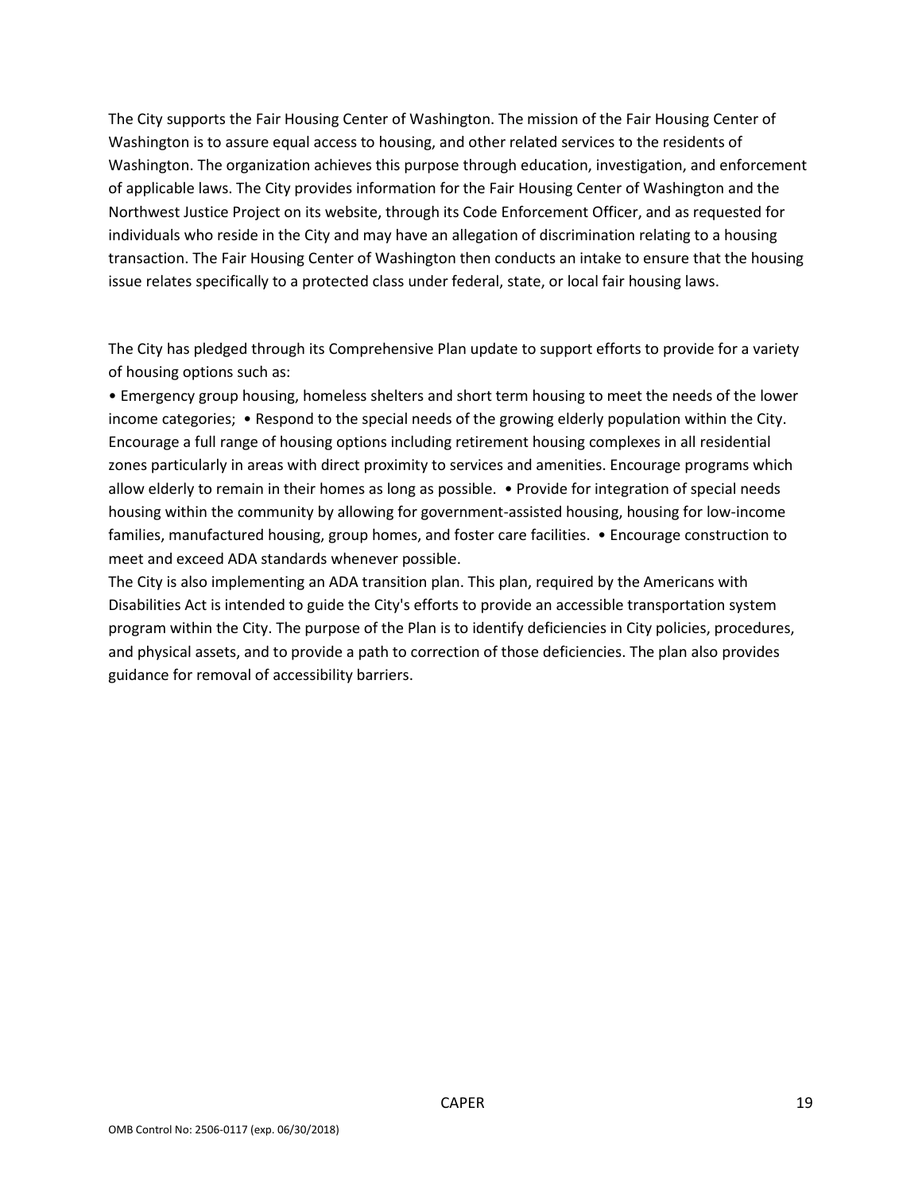The City supports the Fair Housing Center of Washington. The mission of the Fair Housing Center of Washington is to assure equal access to housing, and other related services to the residents of Washington. The organization achieves this purpose through education, investigation, and enforcement of applicable laws. The City provides information for the Fair Housing Center of Washington and the Northwest Justice Project on its website, through its Code Enforcement Officer, and as requested for individuals who reside in the City and may have an allegation of discrimination relating to a housing transaction. The Fair Housing Center of Washington then conducts an intake to ensure that the housing issue relates specifically to a protected class under federal, state, or local fair housing laws.

The City has pledged through its Comprehensive Plan update to support efforts to provide for a variety of housing options such as:

• Emergency group housing, homeless shelters and short term housing to meet the needs of the lower income categories; • Respond to the special needs of the growing elderly population within the City. Encourage a full range of housing options including retirement housing complexes in all residential zones particularly in areas with direct proximity to services and amenities. Encourage programs which allow elderly to remain in their homes as long as possible. • Provide for integration of special needs housing within the community by allowing for government-assisted housing, housing for low-income families, manufactured housing, group homes, and foster care facilities. • Encourage construction to meet and exceed ADA standards whenever possible.

The City is also implementing an ADA transition plan. This plan, required by the Americans with Disabilities Act is intended to guide the City's efforts to provide an accessible transportation system program within the City. The purpose of the Plan is to identify deficiencies in City policies, procedures, and physical assets, and to provide a path to correction of those deficiencies. The plan also provides guidance for removal of accessibility barriers.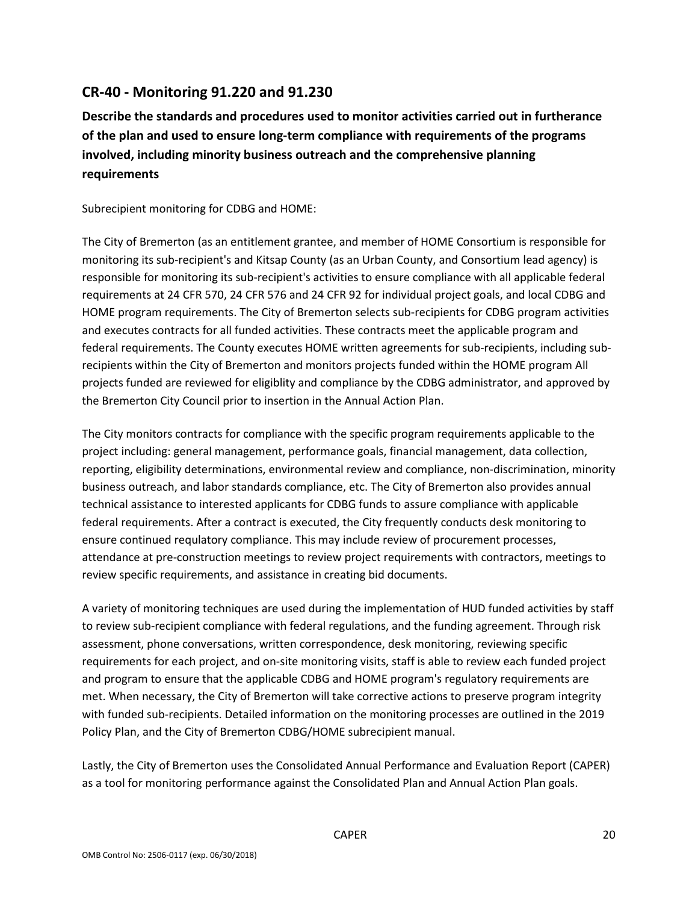## CR-40 - Monitoring 91.220 and 91.230

**Describe the standards and procedures used to monitor activities carried out in furtherance of the plan and used to ensure long-term compliance with requirements of the programs involved, including minority business outreach and the comprehensive planning requirements**

Subrecipient monitoring for CDBG and HOME:

The City of Bremerton (as an entitlement grantee, and member of HOME Consortium is responsible for monitoring its sub-recipient's and Kitsap County (as an Urban County, and Consortium lead agency) is responsible for monitoring its sub-recipient's activities to ensure compliance with all applicable federal requirements at 24 CFR 570, 24 CFR 576 and 24 CFR 92 for individual project goals, and local CDBG and HOME program requirements. The City of Bremerton selects sub-recipients for CDBG program activities and executes contracts for all funded activities. These contracts meet the applicable program and federal requirements. The County executes HOME written agreements for sub-recipients, including sub-recipients within the City of Bremerton and monitors projects funded within the HOME program All projects funded are reviewed for eligiblity and compliance by the CDBG administrator, and approved by the Bremerton City Council prior to insertion in the Annual Action Plan.

The City monitors contracts for compliance with the specific program requirements applicable to the project including: general management, performance goals, financial management, data collection, reporting, eligibility determinations, environmental review and compliance, non-discrimination, minority business outreach, and labor standards compliance, etc. The City of Bremerton also provides annual technical assistance to interested applicants for CDBG funds to assure compliance with applicable federal requirements. After a contract is executed, the City frequently conducts desk monitoring to ensure continued requlatory compliance. This may include review of procurement processes, attendance at pre-construction meetings to review project requirements with contractors, meetings to review specific requirements, and assistance in creating bid documents.

A variety of monitoring techniques are used during the implementation of HUD funded activities by staff to review sub-recipient compliance with federal regulations, and the funding agreement. Through risk assessment, phone conversations, written correspondence, desk monitoring, reviewing specific requirements for each project, and on-site monitoring visits, staff is able to review each funded project and program to ensure that the applicable CDBG and HOME program's regulatory requirements are met. When necessary, the City of Bremerton will take corrective actions to preserve program integrity with funded sub-recipients. Detailed information on the monitoring processes are outlined in the 2019 Policy Plan, and the City of Bremerton CDBG/HOME subrecipient manual.

Lastly, the City of Bremerton uses the Consolidated Annual Performance and Evaluation Report (CAPER) as a tool for monitoring performance against the Consolidated Plan and Annual Action Plan goals.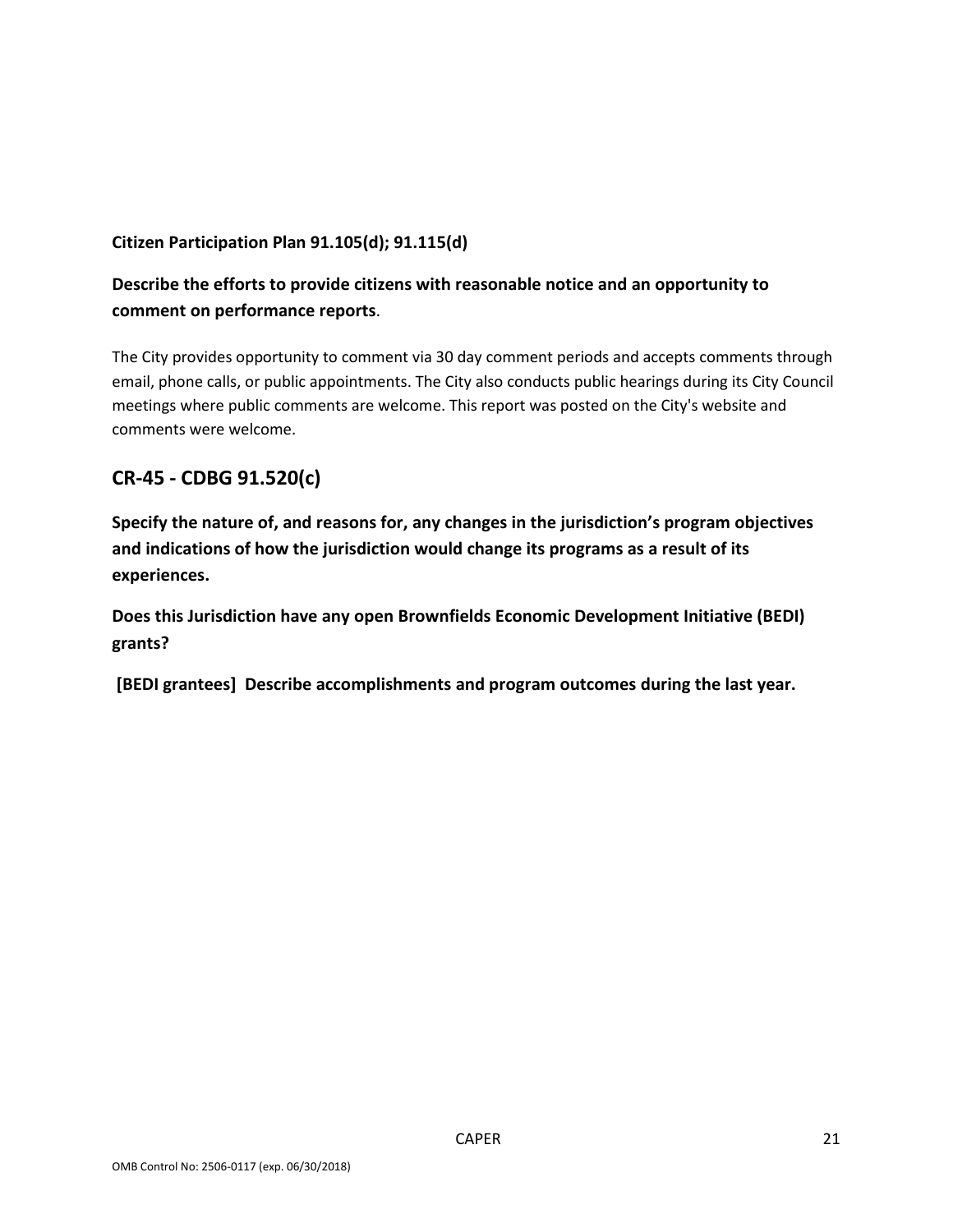**Citizen Participation Plan 91.105(d); 91.115(d)**

**Describe the efforts to provide citizens with reasonable notice and an opportunity to comment on performance reports**.

The City provides opportunity to comment via 30 day comment periods and accepts comments through email, phone calls, or public appointments. The City also conducts public hearings during its City Council meetings where public comments are welcome. This report was posted on the City's website and comments were welcome.

## CR-45 - CDBG 91.520(c)

**Specify the nature of, and reasons for, any changes in the jurisdiction's program objectives and indications of how the jurisdiction would change its programs as a result of its experiences.**

**Does this Jurisdiction have any open Brownfields Economic Development Initiative (BEDI) grants?**

**[BEDI grantees] Describe accomplishments and program outcomes during the last year.**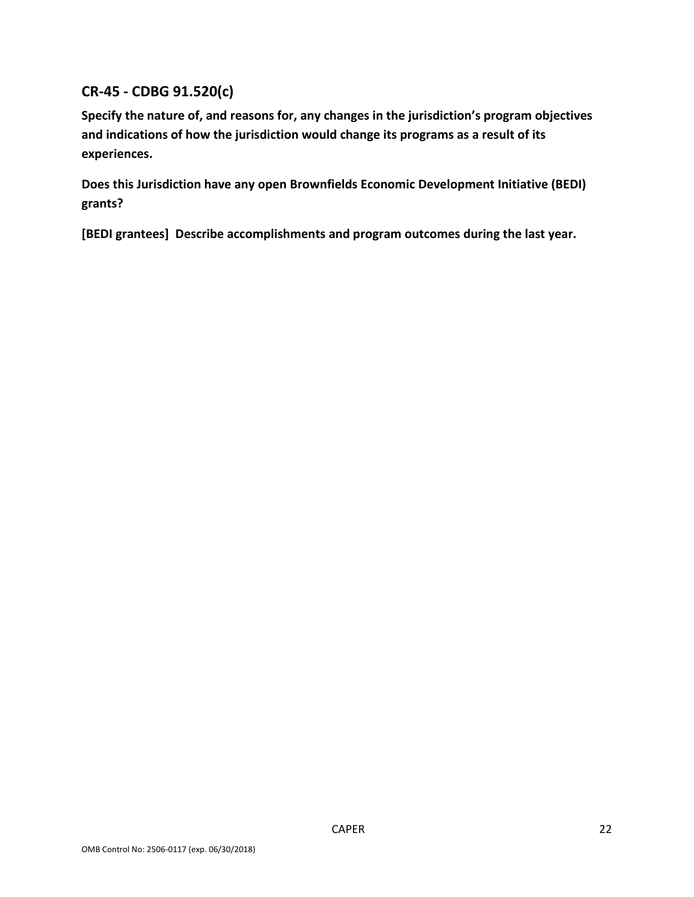## CR-45 - CDBG 91.520(c)

**Specify the nature of, and reasons for, any changes in the jurisdiction's program objectives and indications of how the jurisdiction would change its programs as a result of its experiences.**

**Does this Jurisdiction have any open Brownfields Economic Development Initiative (BEDI) grants?**

**[BEDI grantees] Describe accomplishments and program outcomes during the last year.**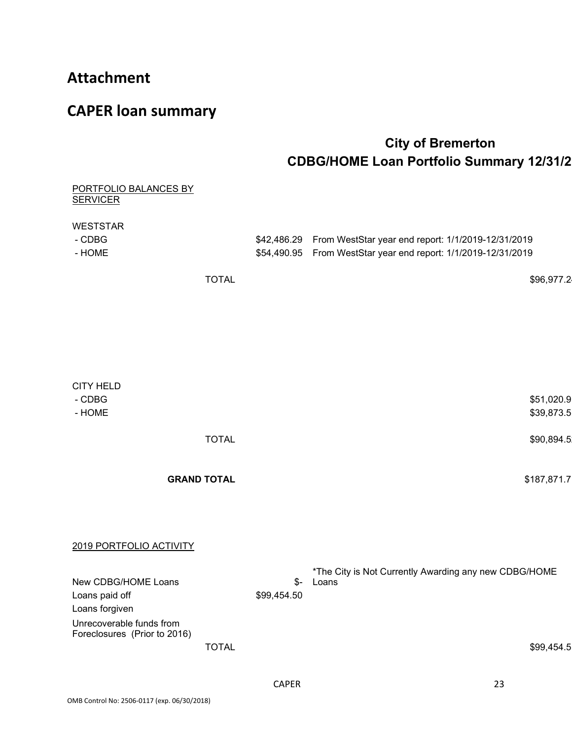# Attachment

# CAPER loan summary

## City of Bremerton
## CDBG/HOME Loan Portfolio Summary 12/31/2

PORTFOLIO BALANCES BY SERVICER

| | | | |
|---|---|---|---|
| WESTSTAR | | | |
| - CDBG | $42,486.29 | From WestStar year end report: 1/1/2019-12/31/2019 | |
| - HOME | $54,490.95 | From WestStar year end report: 1/1/2019-12/31/2019 | |
| TOTAL | | | $96,977.2 |
| CITY HELD | | | |
| - CDBG | | | $51,020.9 |
| - HOME | | | $39,873.5 |
| TOTAL | | | $90,894.5 |
| **GRAND TOTAL** | | | $187,871.7 |

2019 PORTFOLIO ACTIVITY

| | | | |
|---|---|---|---|
| New CDBG/HOME Loans | $- | *The City is Not Currently Awarding any new CDBG/HOME Loans | |
| Loans paid off | $99,454.50 | | |
| Loans forgiven | | | |
| Unrecoverable funds from Foreclosures (Prior to 2016) | | | |
| TOTAL | | | $99,454.5 |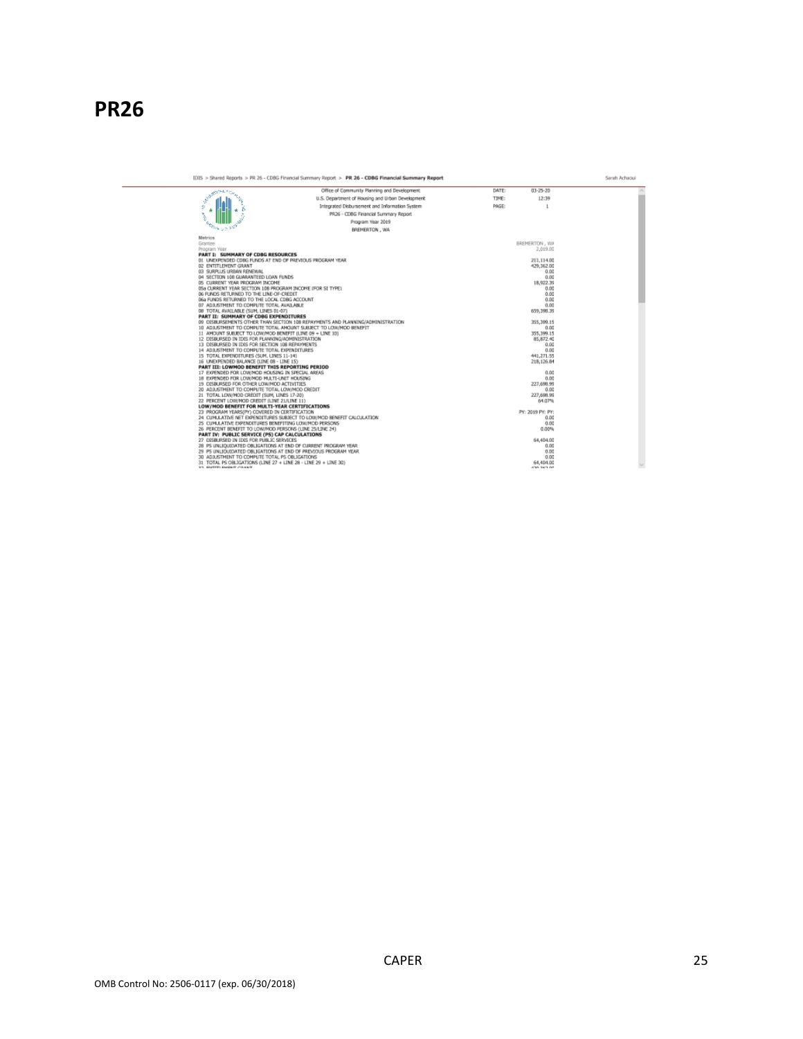# PR26

IDIS > Shared Reports > PR 26 - CDBG Financial Summary Report > **PR 26 - CDBG Financial Summary Report**

Sarah Achaoui

Office of Community Planning and Development
U.S. Department of Housing and Urban Development
Integrated Disbursement and Information System
PR26 - CDBG Financial Summary Report
Program Year 2019
BREMERTON , WA

DATE: 03-25-20
TIME: 12:39
PAGE: 1

| | |
|---|---|
| **Metrics** | |
| Grantee | BREMERTON , WA |
| Program Year | 2,019.00 |
| **PART I: SUMMARY OF CDBG RESOURCES** | |
| 01 UNEXPENDED CDBG FUNDS AT END OF PREVIOUS PROGRAM YEAR | 211,114.00 |
| 02 ENTITLEMENT GRANT | 429,362.00 |
| 03 SURPLUS URBAN RENEWAL | 0.00 |
| 04 SECTION 108 GUARANTEED LOAN FUNDS | 0.00 |
| 05 CURRENT YEAR PROGRAM INCOME | 18,922.39 |
| 05a CURRENT YEAR SECTION 108 PROGRAM INCOME (FOR SI TYPE) | 0.00 |
| 06 FUNDS RETURNED TO THE LINE-OF-CREDIT | 0.00 |
| 06a FUNDS RETURNED TO THE LOCAL CDBG ACCOUNT | 0.00 |
| 07 ADJUSTMENT TO COMPUTE TOTAL AVAILABLE | 0.00 |
| 08 TOTAL AVAILABLE (SUM, LINES 01-07) | 659,398.39 |
| **PART II: SUMMARY OF CDBG EXPENDITURES** | |
| 09 DISBURSEMENTS OTHER THAN SECTION 108 REPAYMENTS AND PLANNING/ADMINISTRATION | 355,399.15 |
| 10 ADJUSTMENT TO COMPUTE TOTAL AMOUNT SUBJECT TO LOW/MOD BENEFIT | 0.00 |
| 11 AMOUNT SUBJECT TO LOW/MOD BENEFIT (LINE 09 + LINE 10) | 355,399.15 |
| 12 DISBURSED IN IDIS FOR PLANNING/ADMINISTRATION | 85,872.40 |
| 13 DISBURSED IN IDIS FOR SECTION 108 REPAYMENTS | 0.00 |
| 14 ADJUSTMENT TO COMPUTE TOTAL EXPENDITURES | 0.00 |
| 15 TOTAL EXPENDITURES (SUM, LINES 11-14) | 441,271.55 |
| 16 UNEXPENDED BALANCE (LINE 08 - LINE 15) | 218,126.84 |
| **PART III: LOWMOD BENEFIT THIS REPORTING PERIOD** | |
| 17 EXPENDED FOR LOW/MOD HOUSING IN SPECIAL AREAS | 0.00 |
| 18 EXPENDED FOR LOW/MOD MULTI-UNIT HOUSING | 0.00 |
| 19 DISBURSED FOR OTHER LOW/MOD ACTIVITIES | 227,698.99 |
| 20 ADJUSTMENT TO COMPUTE TOTAL LOW/MOD CREDIT | 0.00 |
| 21 TOTAL LOW/MOD CREDIT (SUM, LINES 17-20) | 227,698.99 |
| 22 PERCENT LOW/MOD CREDIT (LINE 21/LINE 11) | 64.07% |
| **LOW/MOD BENEFIT FOR MULTI-YEAR CERTIFICATIONS** | |
| 23 PROGRAM YEARS(PY) COVERED IN CERTIFICATION | PY: 2019 PY: PY: |
| 24 CUMULATIVE NET EXPENDITURES SUBJECT TO LOW/MOD BENEFIT CALCULATION | 0.00 |
| 25 CUMULATIVE EXPENDITURES BENEFITING LOW/MOD PERSONS | 0.00 |
| 26 PERCENT BENEFIT TO LOW/MOD PERSONS (LINE 25/LINE 24) | 0.00% |
| **PART IV: PUBLIC SERVICE (PS) CAP CALCULATIONS** | |
| 27 DISBURSED IN IDIS FOR PUBLIC SERVICES | 64,404.00 |
| 28 PS UNLIQUIDATED OBLIGATIONS AT END OF CURRENT PROGRAM YEAR | 0.00 |
| 29 PS UNLIQUIDATED OBLIGATIONS AT END OF PREVIOUS PROGRAM YEAR | 0.00 |
| 30 ADJUSTMENT TO COMPUTE TOTAL PS OBLIGATIONS | 0.00 |
| 31 TOTAL PS OBLIGATIONS (LINE 27 + LINE 28 - LINE 29 + LINE 30) | 64,404.00 |
| 32 ENTITLEMENT GRANT | 429,362.00 |

CAPER

OMB Control No: 2506-0117 (exp. 06/30/2018)